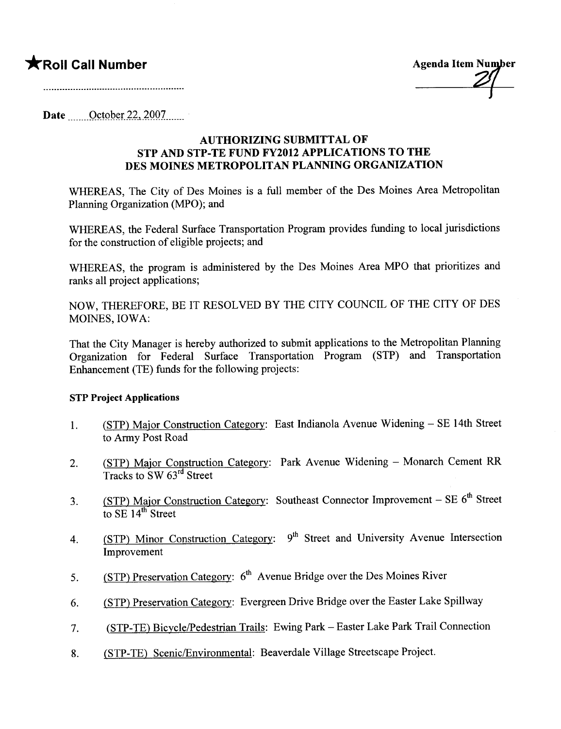★**Roll Call Number**

..........................................................

**Agenda Item Number**
27

**Date** October 22, 2007

## AUTHORIZING SUBMITTAL OF STP AND STP-TE FUND FY2012 APPLICATIONS TO THE DES MOINES METROPOLITAN PLANNING ORGANIZATION

WHEREAS, The City of Des Moines is a full member of the Des Moines Area Metropolitan Planning Organization (MPO); and

WHEREAS, the Federal Surface Transportation Program provides funding to local jurisdictions for the construction of eligible projects; and

WHEREAS, the program is administered by the Des Moines Area MPO that prioritizes and ranks all project applications;

NOW, THEREFORE, BE IT RESOLVED BY THE CITY COUNCIL OF THE CITY OF DES MOINES, IOWA:

That the City Manager is hereby authorized to submit applications to the Metropolitan Planning Organization for Federal Surface Transportation Program (STP) and Transportation Enhancement (TE) funds for the following projects:

**STP Project Applications**

1. (STP) Major Construction Category: East Indianola Avenue Widening – SE 14th Street to Army Post Road
2. (STP) Major Construction Category: Park Avenue Widening – Monarch Cement RR Tracks to SW 63rd Street
3. (STP) Major Construction Category: Southeast Connector Improvement – SE 6th Street to SE 14th Street
4. (STP) Minor Construction Category: 9th Street and University Avenue Intersection Improvement
5. (STP) Preservation Category: 6th Avenue Bridge over the Des Moines River
6. (STP) Preservation Category: Evergreen Drive Bridge over the Easter Lake Spillway
7. (STP-TE) Bicycle/Pedestrian Trails: Ewing Park – Easter Lake Park Trail Connection
8. (STP-TE) Scenic/Environmental: Beaverdale Village Streetscape Project.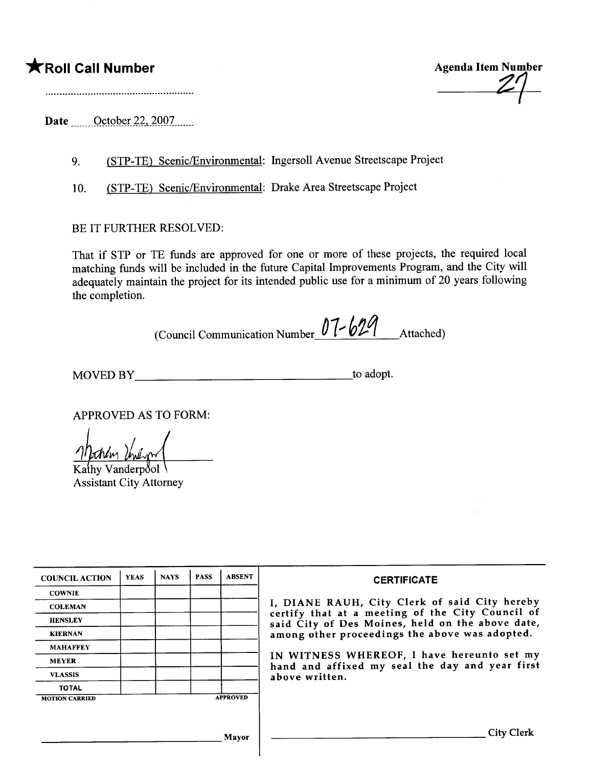★**Roll Call Number**

..........................................................

**Agenda Item Number**
27

**Date** October 22, 2007

9. (STP-TE) Scenic/Environmental: Ingersoll Avenue Streetscape Project

10. (STP-TE) Scenic/Environmental: Drake Area Streetscape Project

BE IT FURTHER RESOLVED:

That if STP or TE funds are approved for one or more of these projects, the required local matching funds will be included in the future Capital Improvements Program, and the City will adequately maintain the project for its intended public use for a minimum of 20 years following the completion.

(Council Communication Number 07-629 Attached)

MOVED BY________________________________to adopt.

APPROVED AS TO FORM:

Kathy Vanderpool
Assistant City Attorney

| COUNCIL ACTION | YEAS | NAYS | PASS | ABSENT |
|---|---|---|---|---|
| COWNIE | | | | |
| COLEMAN | | | | |
| HENSLEY | | | | |
| KIERNAN | | | | |
| MAHAFFEY | | | | |
| MEYER | | | | |
| VLASSIS | | | | |
| TOTAL | | | | |

MOTION CARRIED APPROVED

________________________________ Mayor

**CERTIFICATE**

I, DIANE RAUH, City Clerk of said City hereby certify that at a meeting of the City Council of said City of Des Moines, held on the above date, among other proceedings the above was adopted.

IN WITNESS WHEREOF, I have hereunto set my hand and affixed my seal the day and year first above written.

________________________________ City Clerk